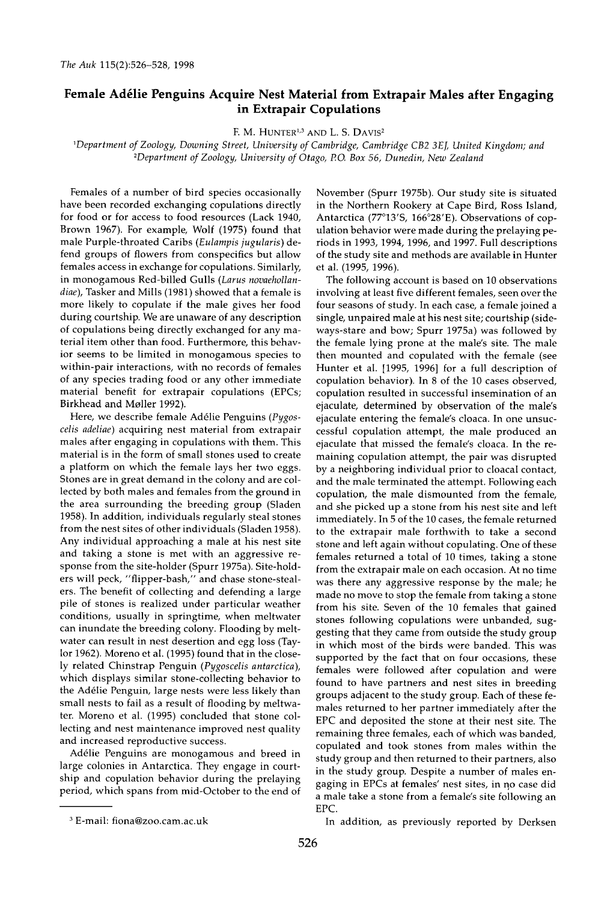# Female Adélie Penguins Acquire Nest Material from Extrapair Males after Engaging in Extrapair Copulations

F. M. Hunter[1,3] and L. S. Davis[2]

[1]*Department of Zoology, Downing Street, University of Cambridge, Cambridge CB2 3EJ, United Kingdom; and* [2]*Department of Zoology, University of Otago, P.O. Box 56, Dunedin, New Zealand*

Females of a number of bird species occasionally have been recorded exchanging copulations directly for food or for access to food resources (Lack 1940, Brown 1967). For example, Wolf (1975) found that male Purple-throated Caribs (*Eulampis jugularis*) defend groups of flowers from conspecifics but allow females access in exchange for copulations. Similarly, in monogamous Red-billed Gulls (*Larus novaehollandiae*), Tasker and Mills (1981) showed that a female is more likely to copulate if the male gives her food during courtship. We are unaware of any description of copulations being directly exchanged for any material item other than food. Furthermore, this behavior seems to be limited in monogamous species to within-pair interactions, with no records of females of any species trading food or any other immediate material benefit for extrapair copulations (EPCs; Birkhead and Møller 1992).

Here, we describe female Adélie Penguins (*Pygoscelis adeliae*) acquiring nest material from extrapair males after engaging in copulations with them. This material is in the form of small stones used to create a platform on which the female lays her two eggs. Stones are in great demand in the colony and are collected by both males and females from the ground in the area surrounding the breeding group (Sladen 1958). In addition, individuals regularly steal stones from the nest sites of other individuals (Sladen 1958). Any individual approaching a male at his nest site and taking a stone is met with an aggressive response from the site-holder (Spurr 1975a). Site-holders will peck, "flipper-bash," and chase stone-stealers. The benefit of collecting and defending a large pile of stones is realized under particular weather conditions, usually in springtime, when meltwater can inundate the breeding colony. Flooding by meltwater can result in nest desertion and egg loss (Taylor 1962). Moreno et al. (1995) found that in the closely related Chinstrap Penguin (*Pygoscelis antarctica*), which displays similar stone-collecting behavior to the Adélie Penguin, large nests were less likely than small nests to fail as a result of flooding by meltwater. Moreno et al. (1995) concluded that stone collecting and nest maintenance improved nest quality and increased reproductive success.

Adélie Penguins are monogamous and breed in large colonies in Antarctica. They engage in courtship and copulation behavior during the prelaying period, which spans from mid-October to the end of November (Spurr 1975b). Our study site is situated in the Northern Rookery at Cape Bird, Ross Island, Antarctica (77°13′S, 166°28′E). Observations of copulation behavior were made during the prelaying periods in 1993, 1994, 1996, and 1997. Full descriptions of the study site and methods are available in Hunter et al. (1995, 1996).

The following account is based on 10 observations involving at least five different females, seen over the four seasons of study. In each case, a female joined a single, unpaired male at his nest site; courtship (sideways-stare and bow; Spurr 1975a) was followed by the female lying prone at the male's site. The male then mounted and copulated with the female (see Hunter et al. [1995, 1996] for a full description of copulation behavior). In 8 of the 10 cases observed, copulation resulted in successful insemination of an ejaculate, determined by observation of the male's ejaculate entering the female's cloaca. In one unsuccessful copulation attempt, the male produced an ejaculate that missed the female's cloaca. In the remaining copulation attempt, the pair was disrupted by a neighboring individual prior to cloacal contact, and the male terminated the attempt. Following each copulation, the male dismounted from the female, and she picked up a stone from his nest site and left immediately. In 5 of the 10 cases, the female returned to the extrapair male forthwith to take a second stone and left again without copulating. One of these females returned a total of 10 times, taking a stone from the extrapair male on each occasion. At no time was there any aggressive response by the male; he made no move to stop the female from taking a stone from his site. Seven of the 10 females that gained stones following copulations were unbanded, suggesting that they came from outside the study group in which most of the birds were banded. This was supported by the fact that on four occasions, these females were followed after copulation and were found to have partners and nest sites in breeding groups adjacent to the study group. Each of these females returned to her partner immediately after the EPC and deposited the stone at their nest site. The remaining three females, each of which was banded, copulated and took stones from males within the study group and then returned to their partners, also in the study group. Despite a number of males engaging in EPCs at females' nest sites, in no case did a male take a stone from a female's site following an EPC.

In addition, as previously reported by Derksen

[3] E-mail: fiona@zoo.cam.ac.uk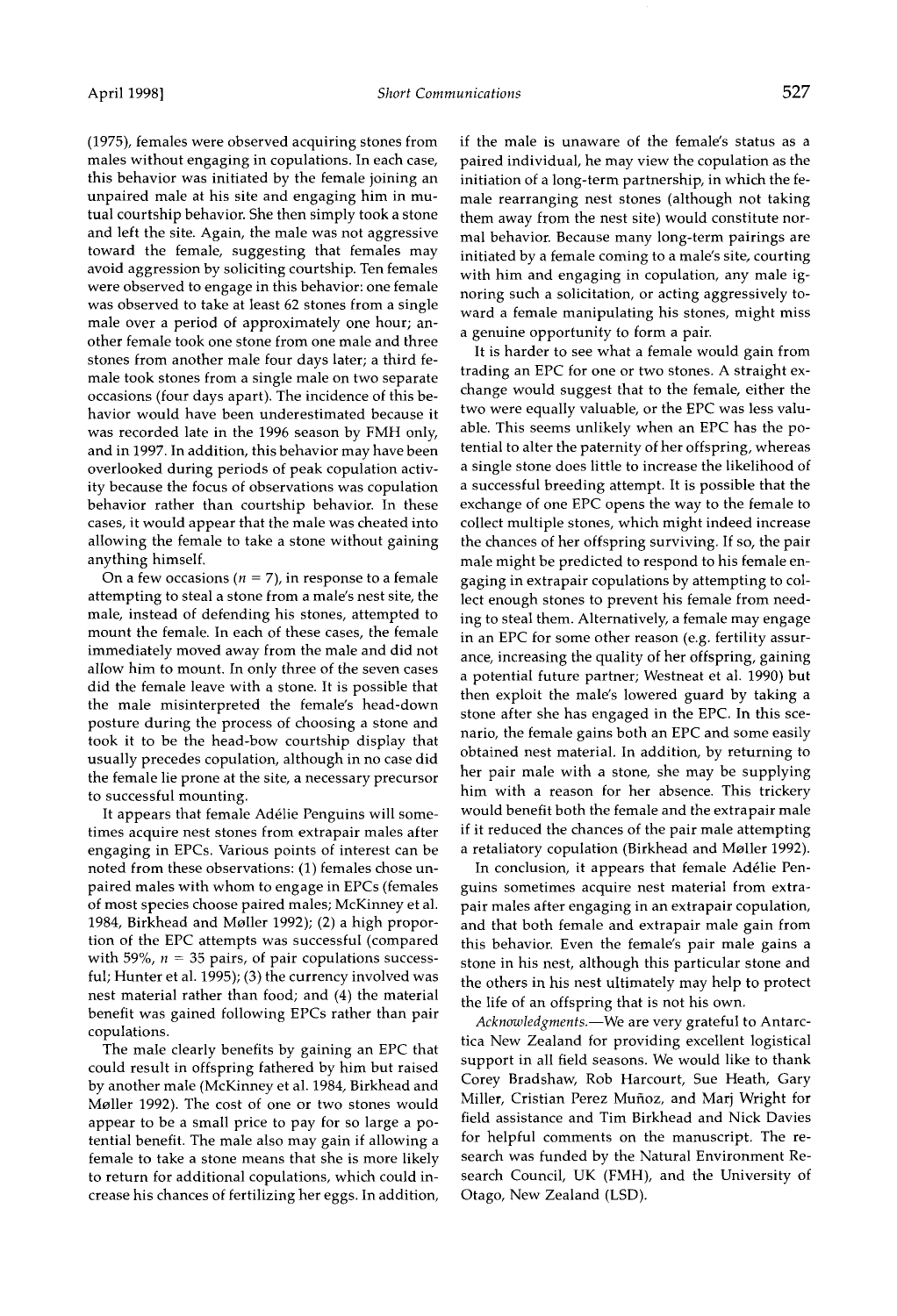(1975), females were observed acquiring stones from males without engaging in copulations. In each case, this behavior was initiated by the female joining an unpaired male at his site and engaging him in mutual courtship behavior. She then simply took a stone and left the site. Again, the male was not aggressive toward the female, suggesting that females may avoid aggression by soliciting courtship. Ten females were observed to engage in this behavior: one female was observed to take at least 62 stones from a single male over a period of approximately one hour; another female took one stone from one male and three stones from another male four days later; a third female took stones from a single male on two separate occasions (four days apart). The incidence of this behavior would have been underestimated because it was recorded late in the 1996 season by FMH only, and in 1997. In addition, this behavior may have been overlooked during periods of peak copulation activity because the focus of observations was copulation behavior rather than courtship behavior. In these cases, it would appear that the male was cheated into allowing the female to take a stone without gaining anything himself.

On a few occasions ($n = 7$), in response to a female attempting to steal a stone from a male's nest site, the male, instead of defending his stones, attempted to mount the female. In each of these cases, the female immediately moved away from the male and did not allow him to mount. In only three of the seven cases did the female leave with a stone. It is possible that the male misinterpreted the female's head-down posture during the process of choosing a stone and took it to be the head-bow courtship display that usually precedes copulation, although in no case did the female lie prone at the site, a necessary precursor to successful mounting.

It appears that female Adélie Penguins will sometimes acquire nest stones from extrapair males after engaging in EPCs. Various points of interest can be noted from these observations: (1) females chose unpaired males with whom to engage in EPCs (females of most species choose paired males; McKinney et al. 1984, Birkhead and Møller 1992); (2) a high proportion of the EPC attempts was successful (compared with 59%, $n = 35$ pairs, of pair copulations successful; Hunter et al. 1995); (3) the currency involved was nest material rather than food; and (4) the material benefit was gained following EPCs rather than pair copulations.

The male clearly benefits by gaining an EPC that could result in offspring fathered by him but raised by another male (McKinney et al. 1984, Birkhead and Møller 1992). The cost of one or two stones would appear to be a small price to pay for so large a potential benefit. The male also may gain if allowing a female to take a stone means that she is more likely to return for additional copulations, which could increase his chances of fertilizing her eggs. In addition, if the male is unaware of the female's status as a paired individual, he may view the copulation as the initiation of a long-term partnership, in which the female rearranging nest stones (although not taking them away from the nest site) would constitute normal behavior. Because many long-term pairings are initiated by a female coming to a male's site, courting with him and engaging in copulation, any male ignoring such a solicitation, or acting aggressively toward a female manipulating his stones, might miss a genuine opportunity to form a pair.

It is harder to see what a female would gain from trading an EPC for one or two stones. A straight exchange would suggest that to the female, either the two were equally valuable, or the EPC was less valuable. This seems unlikely when an EPC has the potential to alter the paternity of her offspring, whereas a single stone does little to increase the likelihood of a successful breeding attempt. It is possible that the exchange of one EPC opens the way to the female to collect multiple stones, which might indeed increase the chances of her offspring surviving. If so, the pair male might be predicted to respond to his female engaging in extrapair copulations by attempting to collect enough stones to prevent his female from needing to steal them. Alternatively, a female may engage in an EPC for some other reason (e.g. fertility assurance, increasing the quality of her offspring, gaining a potential future partner; Westneat et al. 1990) but then exploit the male's lowered guard by taking a stone after she has engaged in the EPC. In this scenario, the female gains both an EPC and some easily obtained nest material. In addition, by returning to her pair male with a stone, she may be supplying him with a reason for her absence. This trickery would benefit both the female and the extrapair male if it reduced the chances of the pair male attempting a retaliatory copulation (Birkhead and Møller 1992).

In conclusion, it appears that female Adélie Penguins sometimes acquire nest material from extrapair males after engaging in an extrapair copulation, and that both female and extrapair male gain from this behavior. Even the female's pair male gains a stone in his nest, although this particular stone and the others in his nest ultimately may help to protect the life of an offspring that is not his own.

*Acknowledgments.*—We are very grateful to Antarctica New Zealand for providing excellent logistical support in all field seasons. We would like to thank Corey Bradshaw, Rob Harcourt, Sue Heath, Gary Miller, Cristian Perez Muñoz, and Marj Wright for field assistance and Tim Birkhead and Nick Davies for helpful comments on the manuscript. The research was funded by the Natural Environment Research Council, UK (FMH), and the University of Otago, New Zealand (LSD).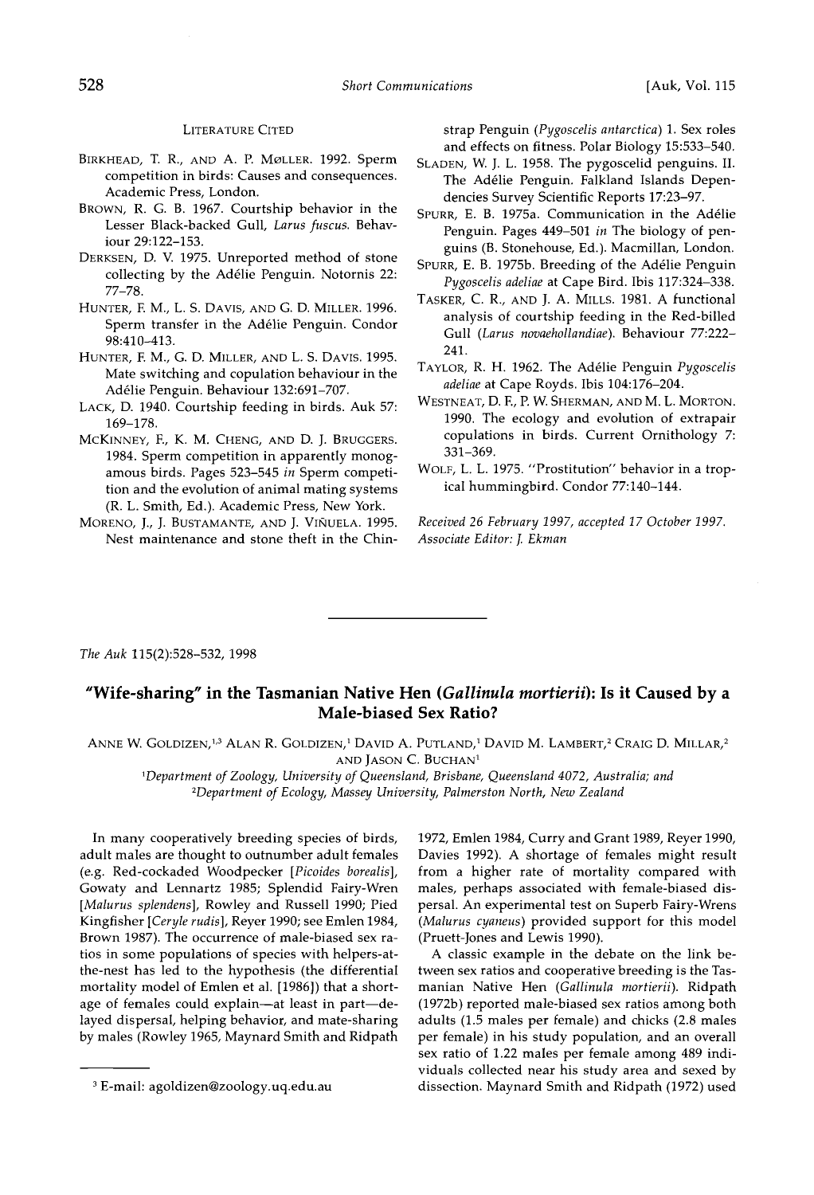LITERATURE CITED

BIRKHEAD, T. R., AND A. P. MØLLER. 1992. Sperm competition in birds: Causes and consequences. Academic Press, London.

BROWN, R. G. B. 1967. Courtship behavior in the Lesser Black-backed Gull, *Larus fuscus*. Behaviour 29:122–153.

DERKSEN, D. V. 1975. Unreported method of stone collecting by the Adélie Penguin. Notornis 22: 77–78.

HUNTER, F. M., L. S. DAVIS, AND G. D. MILLER. 1996. Sperm transfer in the Adélie Penguin. Condor 98:410–413.

HUNTER, F. M., G. D. MILLER, AND L. S. DAVIS. 1995. Mate switching and copulation behaviour in the Adélie Penguin. Behaviour 132:691–707.

LACK, D. 1940. Courtship feeding in birds. Auk 57: 169–178.

MCKINNEY, F., K. M. CHENG, AND D. J. BRUGGERS. 1984. Sperm competition in apparently monogamous birds. Pages 523–545 *in* Sperm competition and the evolution of animal mating systems (R. L. Smith, Ed.). Academic Press, New York.

MORENO, J., J. BUSTAMANTE, AND J. VIÑUELA. 1995. Nest maintenance and stone theft in the Chinstrap Penguin (*Pygoscelis antarctica*) 1. Sex roles and effects on fitness. Polar Biology 15:533–540.

SLADEN, W. J. L. 1958. The pygoscelid penguins. II. The Adélie Penguin. Falkland Islands Dependencies Survey Scientific Reports 17:23–97.

SPURR, E. B. 1975a. Communication in the Adélie Penguin. Pages 449–501 *in* The biology of penguins (B. Stonehouse, Ed.). Macmillan, London.

SPURR, E. B. 1975b. Breeding of the Adélie Penguin *Pygoscelis adeliae* at Cape Bird. Ibis 117:324–338.

TASKER, C. R., AND J. A. MILLS. 1981. A functional analysis of courtship feeding in the Red-billed Gull (*Larus novaehollandiae*). Behaviour 77:222–241.

TAYLOR, R. H. 1962. The Adélie Penguin *Pygoscelis adeliae* at Cape Royds. Ibis 104:176–204.

WESTNEAT, D. F., P. W. SHERMAN, AND M. L. MORTON. 1990. The ecology and evolution of extrapair copulations in birds. Current Ornithology 7: 331–369.

WOLF, L. L. 1975. "Prostitution" behavior in a tropical hummingbird. Condor 77:140–144.

*Received 26 February 1997, accepted 17 October 1997.*
*Associate Editor: J. Ekman*

---

*The Auk* 115(2):528–532, 1998

## "Wife-sharing" in the Tasmanian Native Hen (*Gallinula mortierii*): Is it Caused by a Male-biased Sex Ratio?

ANNE W. GOLDIZEN,[1,3] ALAN R. GOLDIZEN,[1] DAVID A. PUTLAND,[1] DAVID M. LAMBERT,[2] CRAIG D. MILLAR,[2] AND JASON C. BUCHAN[1]

[1]*Department of Zoology, University of Queensland, Brisbane, Queensland 4072, Australia; and*
[2]*Department of Ecology, Massey University, Palmerston North, New Zealand*

In many cooperatively breeding species of birds, adult males are thought to outnumber adult females (e.g. Red-cockaded Woodpecker [*Picoides borealis*], Gowaty and Lennartz 1985; Splendid Fairy-Wren [*Malurus splendens*], Rowley and Russell 1990; Pied Kingfisher [*Ceryle rudis*], Reyer 1990; see Emlen 1984, Brown 1987). The occurrence of male-biased sex ratios in some populations of species with helpers-at-the-nest has led to the hypothesis (the differential mortality model of Emlen et al. [1986]) that a shortage of females could explain—at least in part—delayed dispersal, helping behavior, and mate-sharing by males (Rowley 1965, Maynard Smith and Ridpath 1972, Emlen 1984, Curry and Grant 1989, Reyer 1990, Davies 1992). A shortage of females might result from a higher rate of mortality compared with males, perhaps associated with female-biased dispersal. An experimental test on Superb Fairy-Wrens (*Malurus cyaneus*) provided support for this model (Pruett-Jones and Lewis 1990).

A classic example in the debate on the link between sex ratios and cooperative breeding is the Tasmanian Native Hen (*Gallinula mortierii*). Ridpath (1972b) reported male-biased sex ratios among both adults (1.5 males per female) and chicks (2.8 males per female) in his study population, and an overall sex ratio of 1.22 males per female among 489 individuals collected near his study area and sexed by dissection. Maynard Smith and Ridpath (1972) used

[3] E-mail: agoldizen@zoology.uq.edu.au